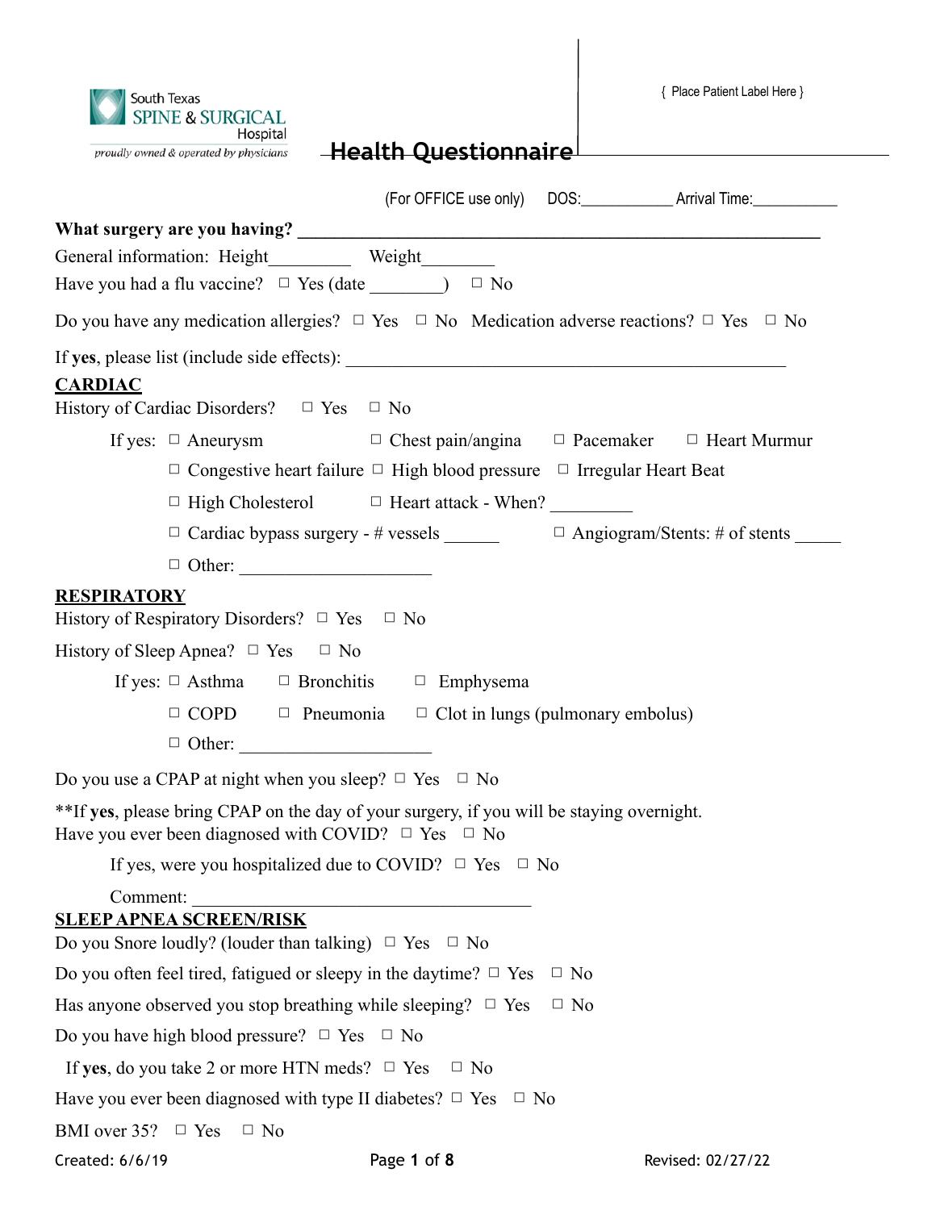South Texas SPINE & SURGICAL Hospital
*proudly owned & operated by physicians*

# Health Questionnaire

{ Place Patient Label Here }

(For OFFICE use only) DOS:___________ Arrival Time:___________

**What surgery are you having? ____________________________________________________________**

General information: Height_________ Weight________

Have you had a flu vaccine? ☐ Yes (date ________) ☐ No

Do you have any medication allergies? ☐ Yes ☐ No Medication adverse reactions? ☐ Yes ☐ No

If **yes**, please list (include side effects): ___________________________________________________

## CARDIAC

History of Cardiac Disorders? ☐ Yes ☐ No

If yes: ☐ Aneurysm ☐ Chest pain/angina ☐ Pacemaker ☐ Heart Murmur

☐ Congestive heart failure ☐ High blood pressure ☐ Irregular Heart Beat

☐ High Cholesterol ☐ Heart attack - When? _________

☐ Cardiac bypass surgery - # vessels ______ ☐ Angiogram/Stents: # of stents _____

☐ Other: _____________________

## RESPIRATORY

History of Respiratory Disorders? ☐ Yes ☐ No

History of Sleep Apnea? ☐ Yes ☐ No

If yes: ☐ Asthma ☐ Bronchitis ☐ Emphysema

☐ COPD ☐ Pneumonia ☐ Clot in lungs (pulmonary embolus)

☐ Other: _____________________

Do you use a CPAP at night when you sleep? ☐ Yes ☐ No

**If **yes**, please bring CPAP on the day of your surgery, if you will be staying overnight.

Have you ever been diagnosed with COVID? ☐ Yes ☐ No

If yes, were you hospitalized due to COVID? ☐ Yes ☐ No

Comment: ______________________________________

## SLEEP APNEA SCREEN/RISK

Do you Snore loudly? (louder than talking) ☐ Yes ☐ No

Do you often feel tired, fatigued or sleepy in the daytime? ☐ Yes ☐ No

Has anyone observed you stop breathing while sleeping? ☐ Yes ☐ No

Do you have high blood pressure? ☐ Yes ☐ No

If **yes**, do you take 2 or more HTN meds? ☐ Yes ☐ No

Have you ever been diagnosed with type II diabetes? ☐ Yes ☐ No

BMI over 35? ☐ Yes ☐ No

Created: 6/6/19 Revised: 02/27/22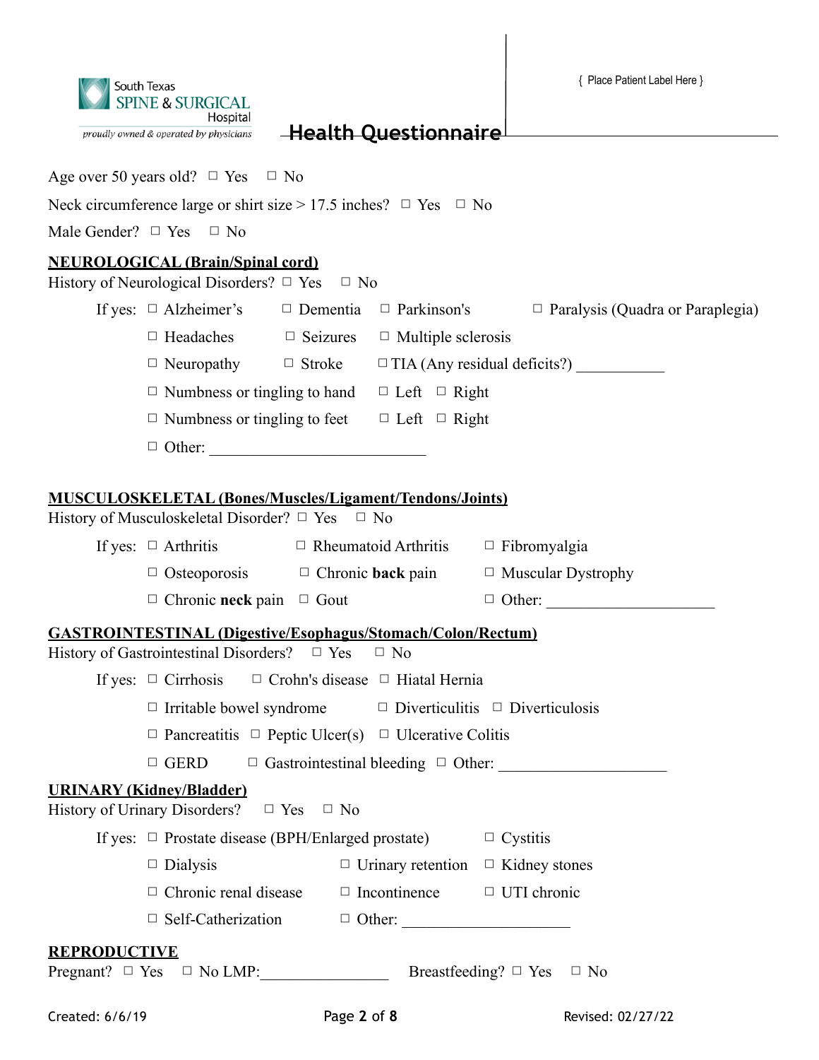South Texas SPINE & SURGICAL Hospital

*proudly owned & operated by physicians*

# Health Questionnaire

{ Place Patient Label Here }

Age over 50 years old? ☐ Yes ☐ No

Neck circumference large or shirt size > 17.5 inches? ☐ Yes ☐ No

Male Gender? ☐ Yes ☐ No

## NEUROLOGICAL (Brain/Spinal cord)

History of Neurological Disorders? ☐ Yes ☐ No

If yes: ☐ Alzheimer's ☐ Dementia ☐ Parkinson's ☐ Paralysis (Quadra or Paraplegia)

☐ Headaches ☐ Seizures ☐ Multiple sclerosis

☐ Neuropathy ☐ Stroke ☐ TIA (Any residual deficits?) ___________

☐ Numbness or tingling to hand ☐ Left ☐ Right

☐ Numbness or tingling to feet ☐ Left ☐ Right

☐ Other: ___________________________

## MUSCULOSKELETAL (Bones/Muscles/Ligament/Tendons/Joints)

History of Musculoskeletal Disorder? ☐ Yes ☐ No

If yes: ☐ Arthritis ☐ Rheumatoid Arthritis ☐ Fibromyalgia

☐ Osteoporosis ☐ Chronic **back** pain ☐ Muscular Dystrophy

☐ Chronic **neck** pain ☐ Gout ☐ Other: _____________________

## GASTROINTESTINAL (Digestive/Esophagus/Stomach/Colon/Rectum)

History of Gastrointestinal Disorders? ☐ Yes ☐ No

If yes: ☐ Cirrhosis ☐ Crohn's disease ☐ Hiatal Hernia

☐ Irritable bowel syndrome ☐ Diverticulitis ☐ Diverticulosis

☐ Pancreatitis ☐ Peptic Ulcer(s) ☐ Ulcerative Colitis

☐ GERD ☐ Gastrointestinal bleeding ☐ Other: _____________________

## URINARY (Kidney/Bladder)

History of Urinary Disorders? ☐ Yes ☐ No

If yes: ☐ Prostate disease (BPH/Enlarged prostate) ☐ Cystitis

☐ Dialysis ☐ Urinary retention ☐ Kidney stones

☐ Chronic renal disease ☐ Incontinence ☐ UTI chronic

☐ Self-Catherization ☐ Other: _____________________

## REPRODUCTIVE

Pregnant? ☐ Yes ☐ No LMP:________________ Breastfeeding? ☐ Yes ☐ No

Created: 6/6/19 Revised: 02/27/22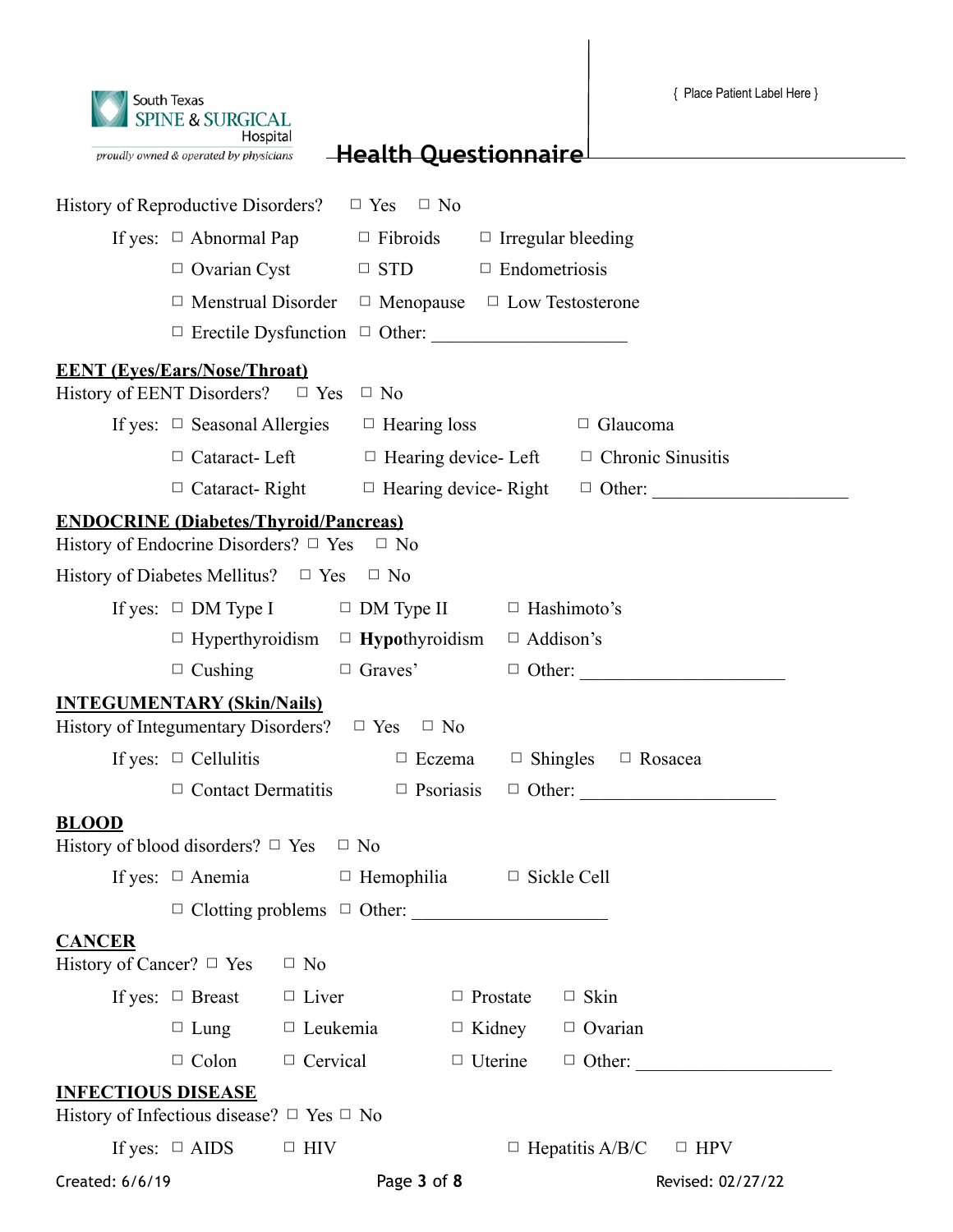South Texas SPINE & SURGICAL Hospital
*proudly owned & operated by physicians*

# Health Questionnaire

{ Place Patient Label Here }

History of Reproductive Disorders? ☐ Yes ☐ No

If yes: ☐ Abnormal Pap ☐ Fibroids ☐ Irregular bleeding
☐ Ovarian Cyst ☐ STD ☐ Endometriosis
☐ Menstrual Disorder ☐ Menopause ☐ Low Testosterone
☐ Erectile Dysfunction ☐ Other: ____________________

## EENT (Eyes/Ears/Nose/Throat)

History of EENT Disorders? ☐ Yes ☐ No

If yes: ☐ Seasonal Allergies ☐ Hearing loss ☐ Glaucoma
☐ Cataract- Left ☐ Hearing device- Left ☐ Chronic Sinusitis
☐ Cataract- Right ☐ Hearing device- Right ☐ Other: ____________________

## ENDOCRINE (Diabetes/Thyroid/Pancreas)

History of Endocrine Disorders? ☐ Yes ☐ No

History of Diabetes Mellitus? ☐ Yes ☐ No

If yes: ☐ DM Type I ☐ DM Type II ☐ Hashimoto's
☐ Hyperthyroidism ☐ **Hypo**thyroidism ☐ Addison's
☐ Cushing ☐ Graves' ☐ Other: ____________________

## INTEGUMENTARY (Skin/Nails)

History of Integumentary Disorders? ☐ Yes ☐ No

If yes: ☐ Cellulitis ☐ Eczema ☐ Shingles ☐ Rosacea
☐ Contact Dermatitis ☐ Psoriasis ☐ Other: ____________________

## BLOOD

History of blood disorders? ☐ Yes ☐ No

If yes: ☐ Anemia ☐ Hemophilia ☐ Sickle Cell
☐ Clotting problems ☐ Other: ____________________

## CANCER

History of Cancer? ☐ Yes ☐ No

If yes: ☐ Breast ☐ Liver ☐ Prostate ☐ Skin
☐ Lung ☐ Leukemia ☐ Kidney ☐ Ovarian
☐ Colon ☐ Cervical ☐ Uterine ☐ Other: ____________________

## INFECTIOUS DISEASE

History of Infectious disease? ☐ Yes ☐ No

If yes: ☐ AIDS ☐ HIV ☐ Hepatitis A/B/C ☐ HPV

Created: 6/6/19 Revised: 02/27/22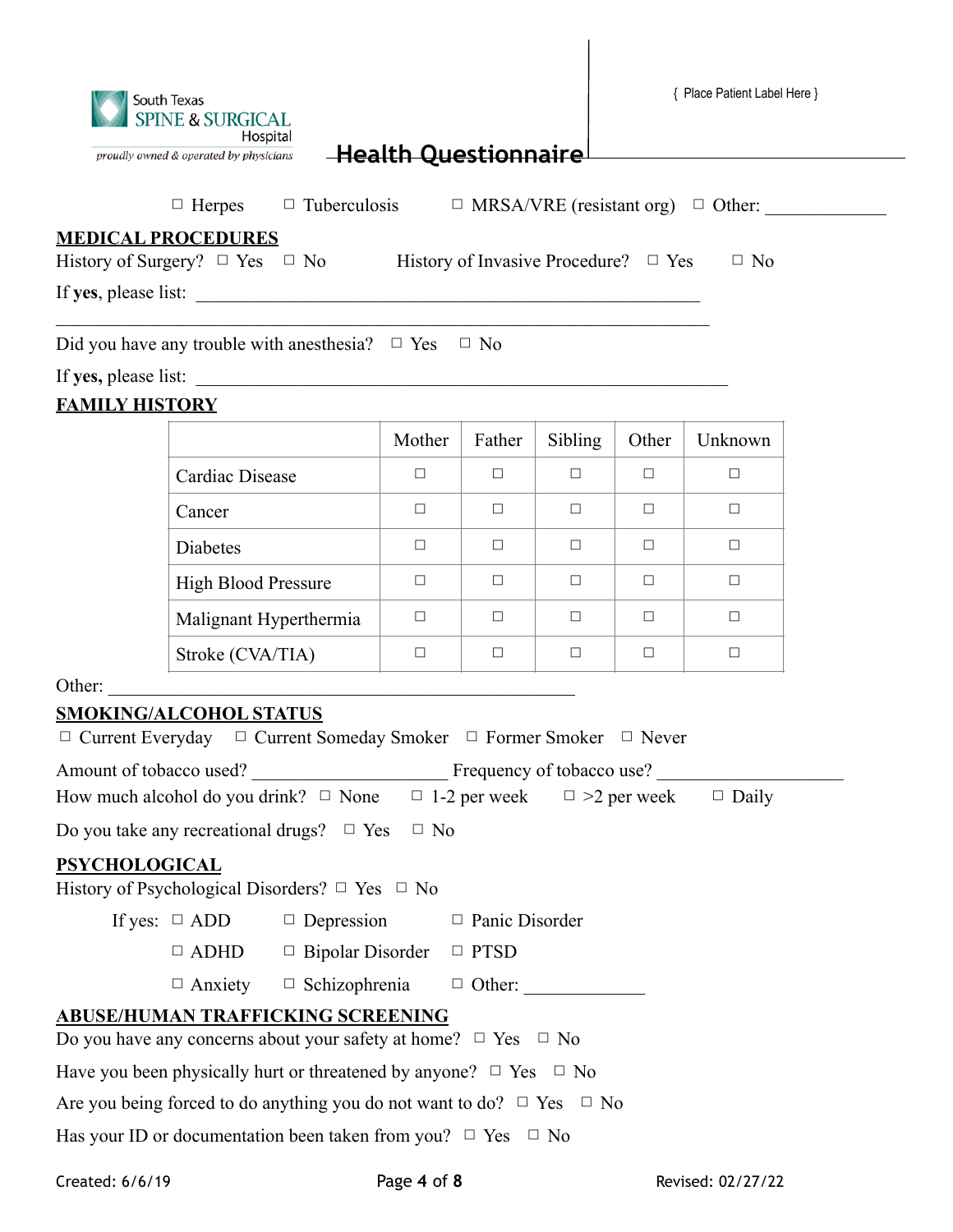South Texas SPINE & SURGICAL Hospital
*proudly owned & operated by physicians*

# Health Questionnaire

{ Place Patient Label Here }

☐ Herpes ☐ Tuberculosis ☐ MRSA/VRE (resistant org) ☐ Other: _____________

## MEDICAL PROCEDURES

History of Surgery? ☐ Yes ☐ No History of Invasive Procedure? ☐ Yes ☐ No

If **yes**, please list: ____________________________________________________________

______________________________________________________________________________

Did you have any trouble with anesthesia? ☐ Yes ☐ No

If **yes,** please list: ____________________________________________________________

## FAMILY HISTORY

| | Mother | Father | Sibling | Other | Unknown |
|---|---|---|---|---|---|
| Cardiac Disease | ☐ | ☐ | ☐ | ☐ | ☐ |
| Cancer | ☐ | ☐ | ☐ | ☐ | ☐ |
| Diabetes | ☐ | ☐ | ☐ | ☐ | ☐ |
| High Blood Pressure | ☐ | ☐ | ☐ | ☐ | ☐ |
| Malignant Hyperthermia | ☐ | ☐ | ☐ | ☐ | ☐ |
| Stroke (CVA/TIA) | ☐ | ☐ | ☐ | ☐ | ☐ |

Other: ____________________________________________________

## SMOKING/ALCOHOL STATUS

☐ Current Everyday ☐ Current Someday Smoker ☐ Former Smoker ☐ Never

Amount of tobacco used? _____________________ Frequency of tobacco use? ___________________

How much alcohol do you drink? ☐ None ☐ 1-2 per week ☐ >2 per week ☐ Daily

Do you take any recreational drugs? ☐ Yes ☐ No

## PSYCHOLOGICAL

History of Psychological Disorders? ☐ Yes ☐ No

If yes: ☐ ADD ☐ Depression ☐ Panic Disorder

☐ ADHD ☐ Bipolar Disorder ☐ PTSD

☐ Anxiety ☐ Schizophrenia ☐ Other: _____________

## ABUSE/HUMAN TRAFFICKING SCREENING

Do you have any concerns about your safety at home? ☐ Yes ☐ No

Have you been physically hurt or threatened by anyone? ☐ Yes ☐ No

Are you being forced to do anything you do not want to do? ☐ Yes ☐ No

Has your ID or documentation been taken from you? ☐ Yes ☐ No

Created: 6/6/19 Revised: 02/27/22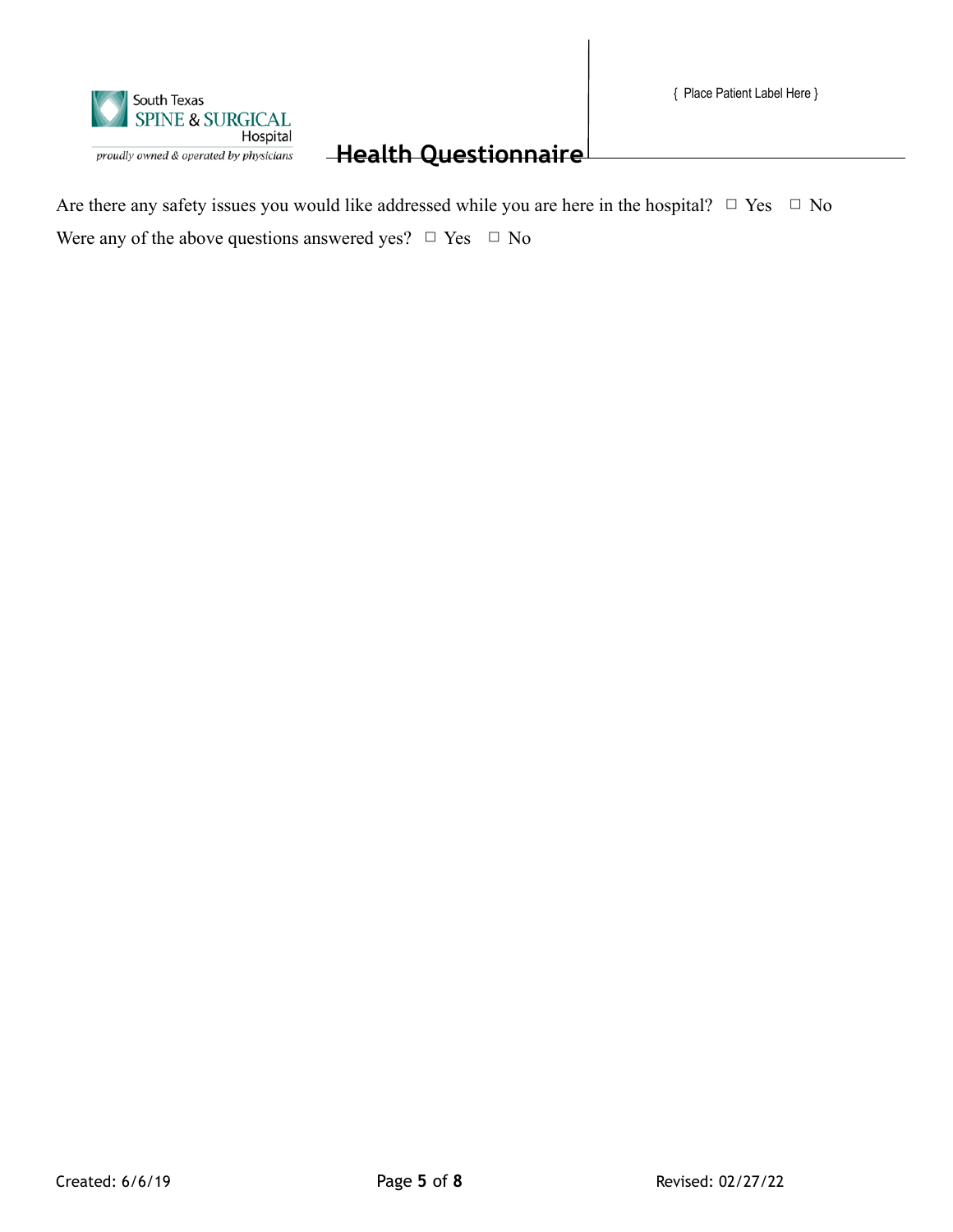South Texas SPINE & SURGICAL Hospital
*proudly owned & operated by physicians*

{ Place Patient Label Here }

# Health Questionnaire

Are there any safety issues you would like addressed while you are here in the hospital? ☐ Yes ☐ No

Were any of the above questions answered yes? ☐ Yes ☐ No

Created: 6/6/19 Revised: 02/27/22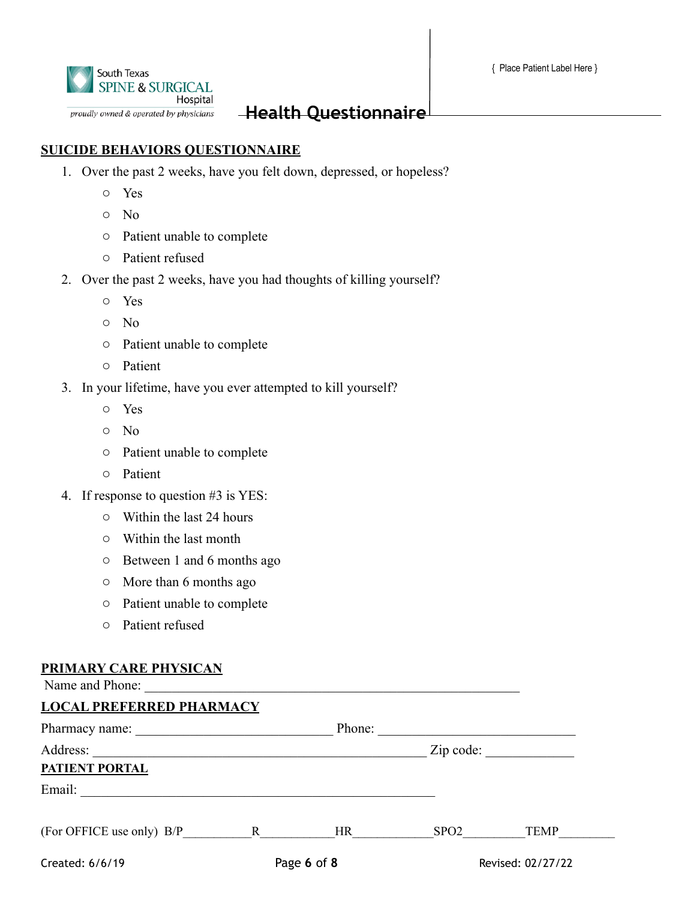South Texas SPINE & SURGICAL Hospital
*proudly owned & operated by physicians*

# Health Questionnaire

{ Place Patient Label Here }

## SUICIDE BEHAVIORS QUESTIONNAIRE

1. Over the past 2 weeks, have you felt down, depressed, or hopeless?
   - ○ Yes
   - ○ No
   - ○ Patient unable to complete
   - ○ Patient refused
2. Over the past 2 weeks, have you had thoughts of killing yourself?
   - ○ Yes
   - ○ No
   - ○ Patient unable to complete
   - ○ Patient
3. In your lifetime, have you ever attempted to kill yourself?
   - ○ Yes
   - ○ No
   - ○ Patient unable to complete
   - ○ Patient
4. If response to question #3 is YES:
   - ○ Within the last 24 hours
   - ○ Within the last month
   - ○ Between 1 and 6 months ago
   - ○ More than 6 months ago
   - ○ Patient unable to complete
   - ○ Patient refused

## PRIMARY CARE PHYSICAN

Name and Phone: ____________________________________________________________

## LOCAL PREFERRED PHARMACY

Pharmacy name: ______________________________ Phone: ______________________________

Address: ___________________________________________________ Zip code: _____________

## PATIENT PORTAL

Email: ______________________________________________________

(For OFFICE use only) B/P__________ R___________ HR____________ SPO2_________ TEMP________

Created: 6/6/19

Revised: 02/27/22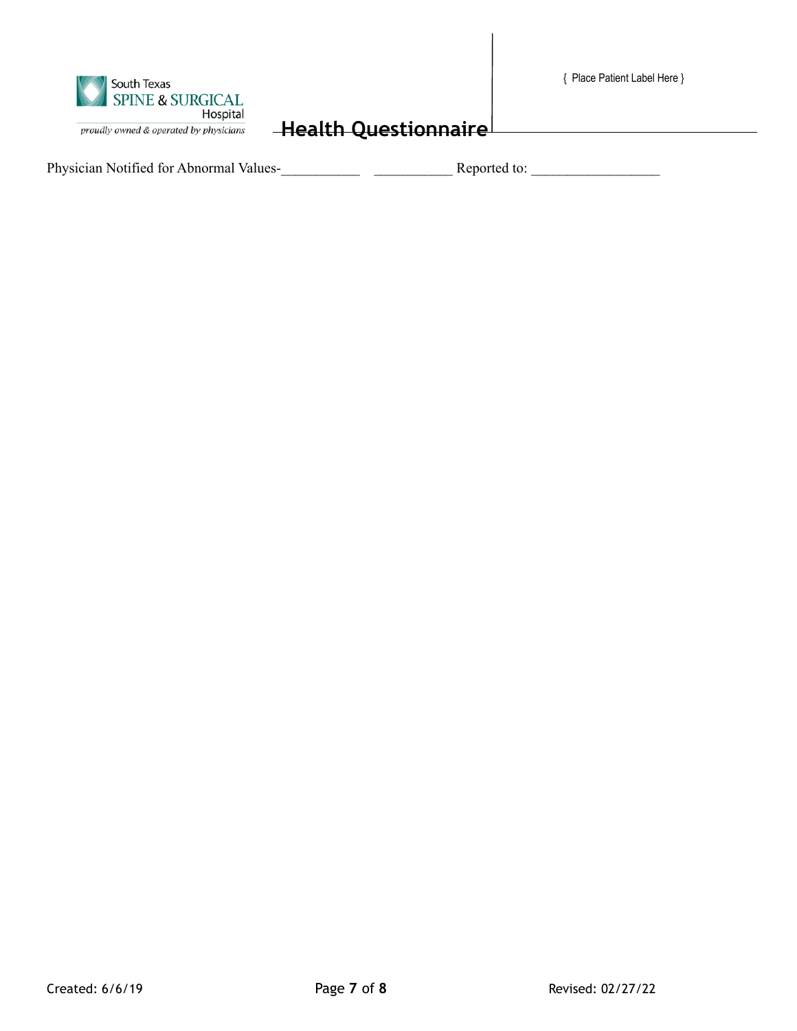South Texas SPINE & SURGICAL Hospital

*proudly owned & operated by physicians*

# Health Questionnaire

{ Place Patient Label Here }

Physician Notified for Abnormal Values-___________ ___________ Reported to: _________________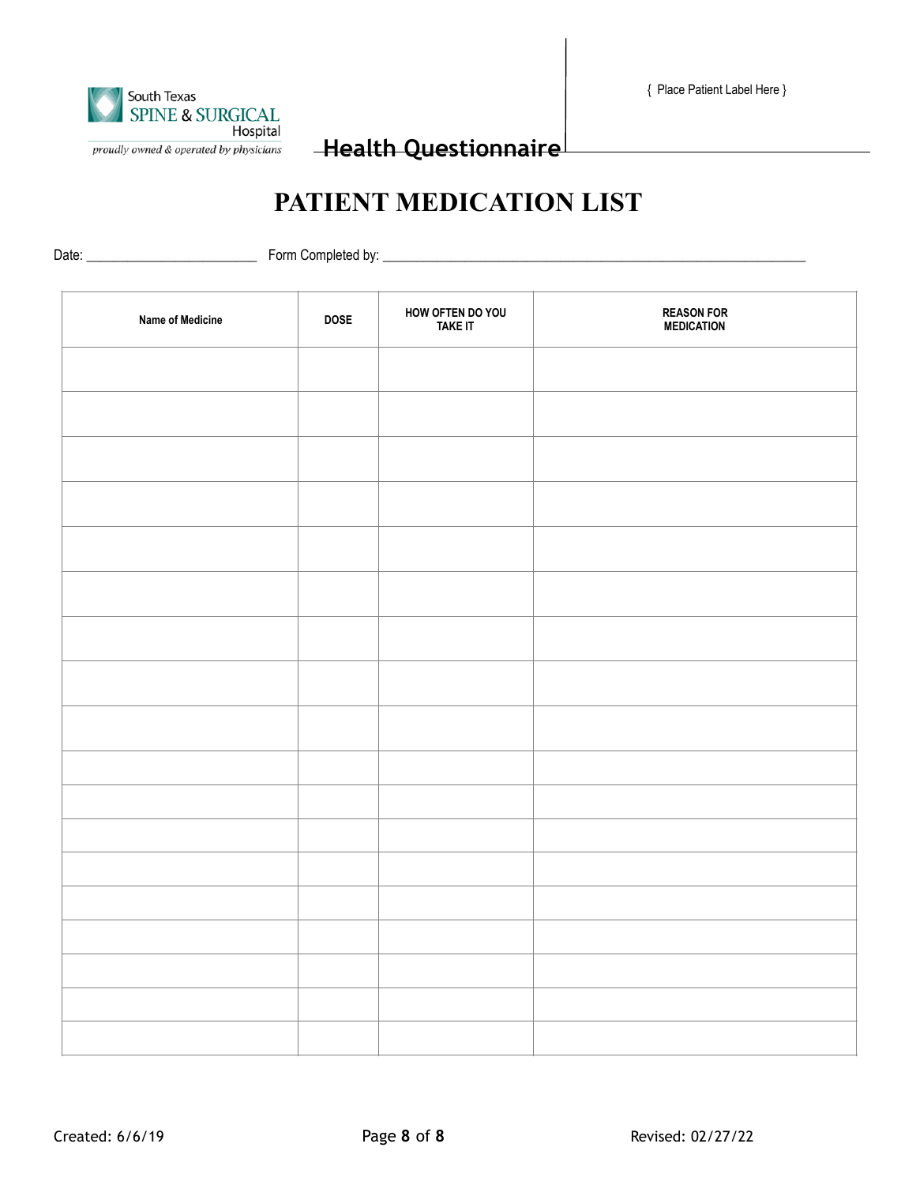South Texas SPINE & SURGICAL Hospital

*proudly owned & operated by physicians*

**Health Questionnaire**

{ Place Patient Label Here }

# PATIENT MEDICATION LIST

Date: ________________________ Form Completed by: ____________________________________________________________

| Name of Medicine | DOSE | HOW OFTEN DO YOU TAKE IT | REASON FOR MEDICATION |
|---|---|---|---|
| | | | |
| | | | |
| | | | |
| | | | |
| | | | |
| | | | |
| | | | |
| | | | |
| | | | |
| | | | |
| | | | |
| | | | |
| | | | |
| | | | |
| | | | |
| | | | |
| | | | |
| | | | |

Created: 6/6/19

Revised: 02/27/22